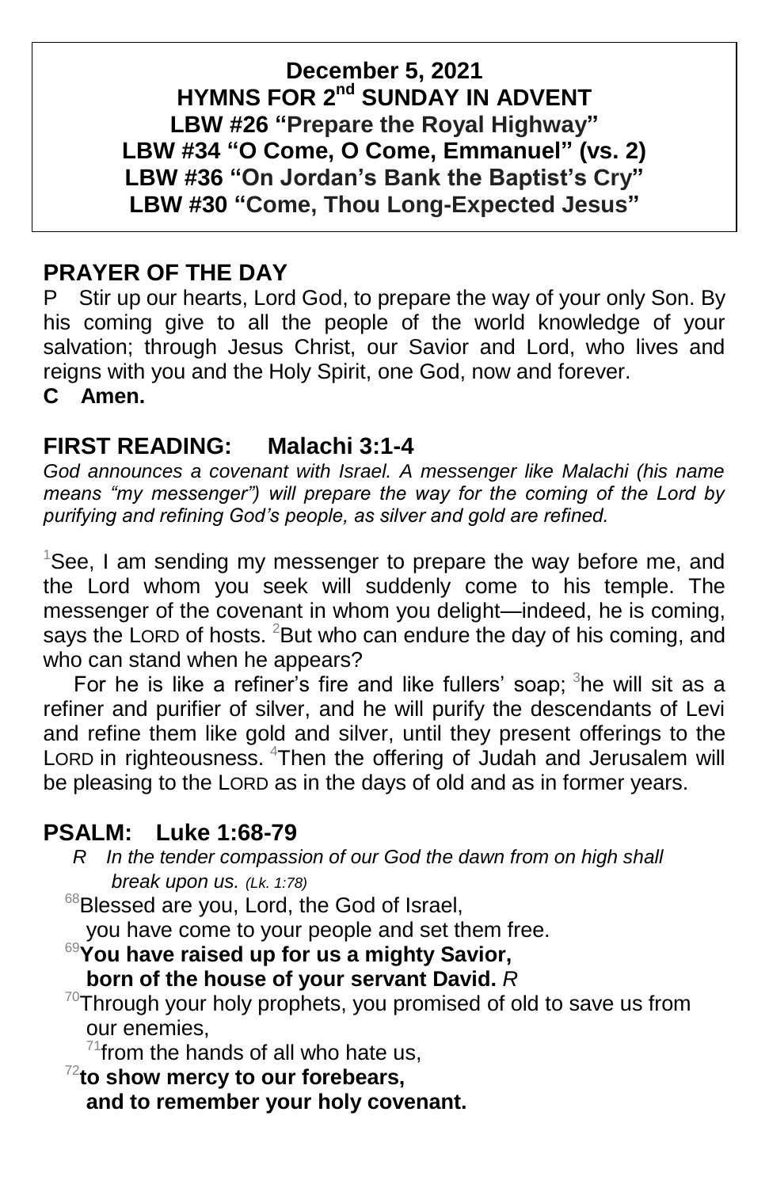**December 5, 2021**
**HYMNS FOR 2nd SUNDAY IN ADVENT**
**LBW #26 "Prepare the Royal Highway"**
**LBW #34 "O Come, O Come, Emmanuel" (vs. 2)**
**LBW #36 "On Jordan's Bank the Baptist's Cry"**
**LBW #30 "Come, Thou Long-Expected Jesus"**

## PRAYER OF THE DAY

P Stir up our hearts, Lord God, to prepare the way of your only Son. By his coming give to all the people of the world knowledge of your salvation; through Jesus Christ, our Savior and Lord, who lives and reigns with you and the Holy Spirit, one God, now and forever.

**C Amen.**

## FIRST READING: Malachi 3:1-4

*God announces a covenant with Israel. A messenger like Malachi (his name means "my messenger") will prepare the way for the coming of the Lord by purifying and refining God's people, as silver and gold are refined.*

[1]See, I am sending my messenger to prepare the way before me, and the Lord whom you seek will suddenly come to his temple. The messenger of the covenant in whom you delight—indeed, he is coming, says the LORD of hosts. [2]But who can endure the day of his coming, and who can stand when he appears?

For he is like a refiner's fire and like fullers' soap; [3]he will sit as a refiner and purifier of silver, and he will purify the descendants of Levi and refine them like gold and silver, until they present offerings to the LORD in righteousness. [4]Then the offering of Judah and Jerusalem will be pleasing to the LORD as in the days of old and as in former years.

## PSALM: Luke 1:68-79

*R In the tender compassion of our God the dawn from on high shall break upon us. (Lk. 1:78)*

[68]Blessed are you, Lord, the God of Israel,
you have come to your people and set them free.

**[69]You have raised up for us a mighty Savior,**
**born of the house of your servant David.** *R*

[70]Through your holy prophets, you promised of old to save us from our enemies,
[71]from the hands of all who hate us,

**[72]to show mercy to our forebears,**
**and to remember your holy covenant.**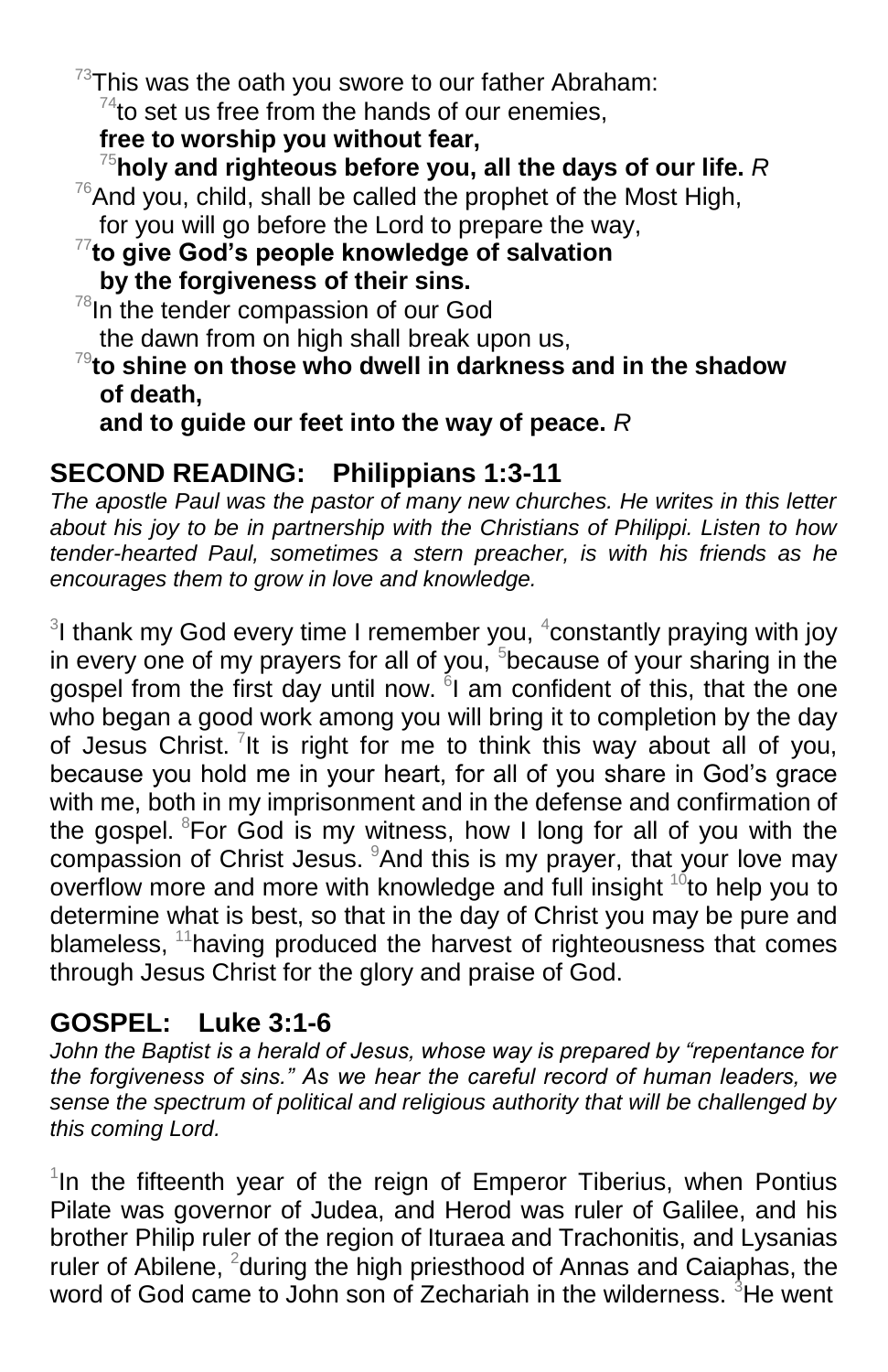[73]This was the oath you swore to our father Abraham:
[74]to set us free from the hands of our enemies,
**free to worship you without fear,**
[75]**holy and righteous before you, all the days of our life.** *R*
[76]And you, child, shall be called the prophet of the Most High,
for you will go before the Lord to prepare the way,
[77]**to give God's people knowledge of salvation**
**by the forgiveness of their sins.**
[78]In the tender compassion of our God
the dawn from on high shall break upon us,
[79]**to shine on those who dwell in darkness and in the shadow of death,**
**and to guide our feet into the way of peace.** *R*

## SECOND READING: Philippians 1:3-11

*The apostle Paul was the pastor of many new churches. He writes in this letter about his joy to be in partnership with the Christians of Philippi. Listen to how tender-hearted Paul, sometimes a stern preacher, is with his friends as he encourages them to grow in love and knowledge.*

[3]I thank my God every time I remember you, [4]constantly praying with joy in every one of my prayers for all of you, [5]because of your sharing in the gospel from the first day until now. [6]I am confident of this, that the one who began a good work among you will bring it to completion by the day of Jesus Christ. [7]It is right for me to think this way about all of you, because you hold me in your heart, for all of you share in God's grace with me, both in my imprisonment and in the defense and confirmation of the gospel. [8]For God is my witness, how I long for all of you with the compassion of Christ Jesus. [9]And this is my prayer, that your love may overflow more and more with knowledge and full insight [10]to help you to determine what is best, so that in the day of Christ you may be pure and blameless, [11]having produced the harvest of righteousness that comes through Jesus Christ for the glory and praise of God.

## GOSPEL: Luke 3:1-6

*John the Baptist is a herald of Jesus, whose way is prepared by "repentance for the forgiveness of sins." As we hear the careful record of human leaders, we sense the spectrum of political and religious authority that will be challenged by this coming Lord.*

[1]In the fifteenth year of the reign of Emperor Tiberius, when Pontius Pilate was governor of Judea, and Herod was ruler of Galilee, and his brother Philip ruler of the region of Ituraea and Trachonitis, and Lysanias ruler of Abilene, [2]during the high priesthood of Annas and Caiaphas, the word of God came to John son of Zechariah in the wilderness. [3]He went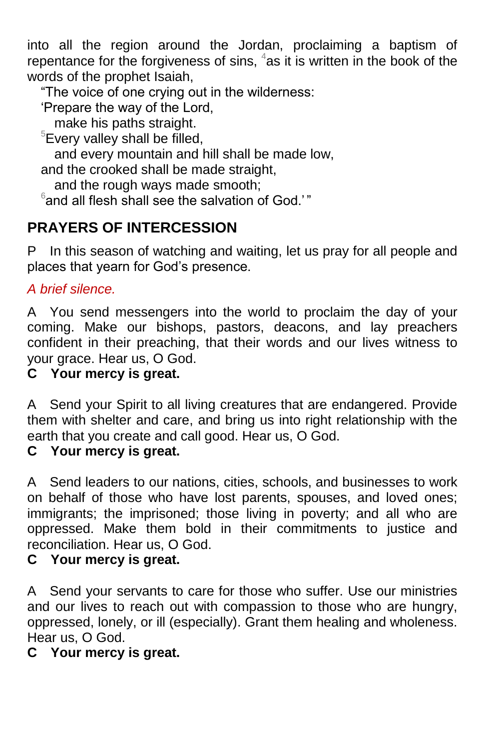into all the region around the Jordan, proclaiming a baptism of repentance for the forgiveness of sins, [4]as it is written in the book of the words of the prophet Isaiah,

“The voice of one crying out in the wilderness:  
‘Prepare the way of the Lord,  
  make his paths straight.  
[5]Every valley shall be filled,  
  and every mountain and hill shall be made low,  
and the crooked shall be made straight,  
  and the rough ways made smooth;  
[6]and all flesh shall see the salvation of God.’ ”

## PRAYERS OF INTERCESSION

P In this season of watching and waiting, let us pray for all people and places that yearn for God’s presence.

*A brief silence.*

A You send messengers into the world to proclaim the day of your coming. Make our bishops, pastors, deacons, and lay preachers confident in their preaching, that their words and our lives witness to your grace. Hear us, O God.  
**C Your mercy is great.**

A Send your Spirit to all living creatures that are endangered. Provide them with shelter and care, and bring us into right relationship with the earth that you create and call good. Hear us, O God.  
**C Your mercy is great.**

A Send leaders to our nations, cities, schools, and businesses to work on behalf of those who have lost parents, spouses, and loved ones; immigrants; the imprisoned; those living in poverty; and all who are oppressed. Make them bold in their commitments to justice and reconciliation. Hear us, O God.  
**C Your mercy is great.**

A Send your servants to care for those who suffer. Use our ministries and our lives to reach out with compassion to those who are hungry, oppressed, lonely, or ill (especially). Grant them healing and wholeness. Hear us, O God.  
**C Your mercy is great.**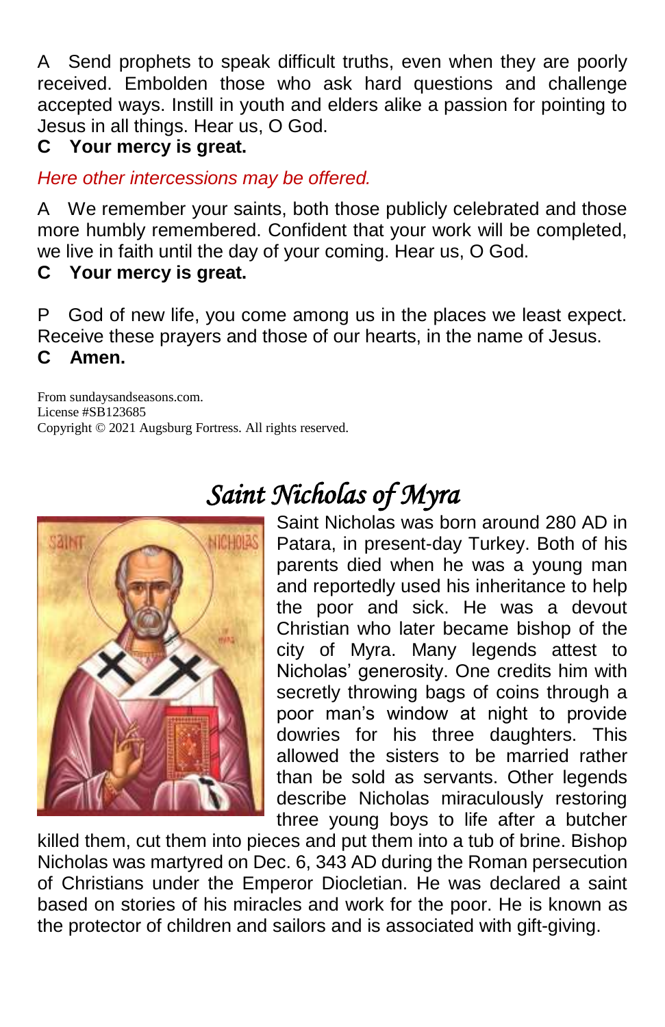A Send prophets to speak difficult truths, even when they are poorly received. Embolden those who ask hard questions and challenge accepted ways. Instill in youth and elders alike a passion for pointing to Jesus in all things. Hear us, O God.

**C Your mercy is great.**

*Here other intercessions may be offered.*

A We remember your saints, both those publicly celebrated and those more humbly remembered. Confident that your work will be completed, we live in faith until the day of your coming. Hear us, O God.

**C Your mercy is great.**

P God of new life, you come among us in the places we least expect. Receive these prayers and those of our hearts, in the name of Jesus.

**C Amen.**

From sundaysandseasons.com.
License #SB123685
Copyright © 2021 Augsburg Fortress. All rights reserved.

# *Saint Nicholas of Myra*

Saint Nicholas was born around 280 AD in Patara, in present-day Turkey. Both of his parents died when he was a young man and reportedly used his inheritance to help the poor and sick. He was a devout Christian who later became bishop of the city of Myra. Many legends attest to Nicholas' generosity. One credits him with secretly throwing bags of coins through a poor man's window at night to provide dowries for his three daughters. This allowed the sisters to be married rather than be sold as servants. Other legends describe Nicholas miraculously restoring three young boys to life after a butcher killed them, cut them into pieces and put them into a tub of brine. Bishop Nicholas was martyred on Dec. 6, 343 AD during the Roman persecution of Christians under the Emperor Diocletian. He was declared a saint based on stories of his miracles and work for the poor. He is known as the protector of children and sailors and is associated with gift-giving.